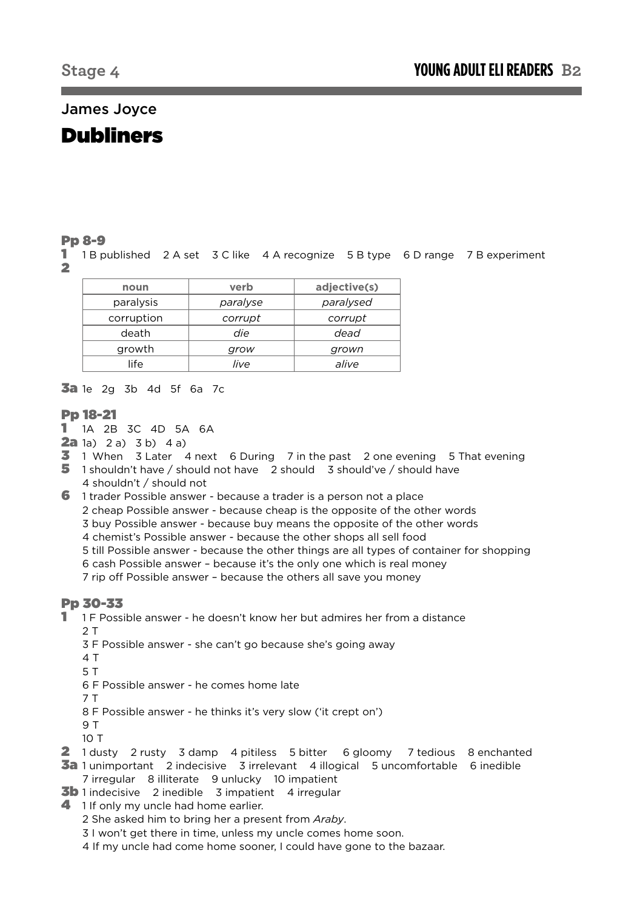Stage 4

**YOUNG ADULT ELI READERS B2**

James Joyce

# Dubliners

## Pp 8-9

**1** 1 B published  2 A set  3 C like  4 A recognize  5 B type  6 D range  7 B experiment

**2**

| noun | verb | adjective(s) |
|---|---|---|
| paralysis | *paralyse* | *paralysed* |
| corruption | *corrupt* | *corrupt* |
| death | *die* | *dead* |
| growth | *grow* | *grown* |
| life | *live* | *alive* |

**3a** 1e  2g  3b  4d  5f  6a  7c

## Pp 18-21

**1** 1A  2B  3C  4D  5A  6A

**2a** 1a)  2 a)  3 b)  4 a)

**3** 1 When  3 Later  4 next  6 During  7 in the past  2 one evening  5 That evening

**5** 1 shouldn't have / should not have  2 should  3 should've / should have
4 shouldn't / should not

**6** 1 trader Possible answer - because a trader is a person not a place
2 cheap Possible answer - because cheap is the opposite of the other words
3 buy Possible answer - because buy means the opposite of the other words
4 chemist's Possible answer - because the other shops all sell food
5 till Possible answer - because the other things are all types of container for shopping
6 cash Possible answer – because it's the only one which is real money
7 rip off Possible answer – because the others all save you money

## Pp 30-33

**1** 1 F Possible answer - he doesn't know her but admires her from a distance
2 T
3 F Possible answer - she can't go because she's going away
4 T
5 T
6 F Possible answer - he comes home late
7 T
8 F Possible answer - he thinks it's very slow ('it crept on')
9 T
10 T

**2** 1 dusty  2 rusty  3 damp  4 pitiless  5 bitter  6 gloomy  7 tedious  8 enchanted

**3a** 1 unimportant  2 indecisive  3 irrelevant  4 illogical  5 uncomfortable  6 inedible
7 irregular  8 illiterate  9 unlucky  10 impatient

**3b** 1 indecisive  2 inedible  3 impatient  4 irregular

**4** 1 If only my uncle had home earlier.
2 She asked him to bring her a present from *Araby*.
3 I won't get there in time, unless my uncle comes home soon.
4 If my uncle had come home sooner, I could have gone to the bazaar.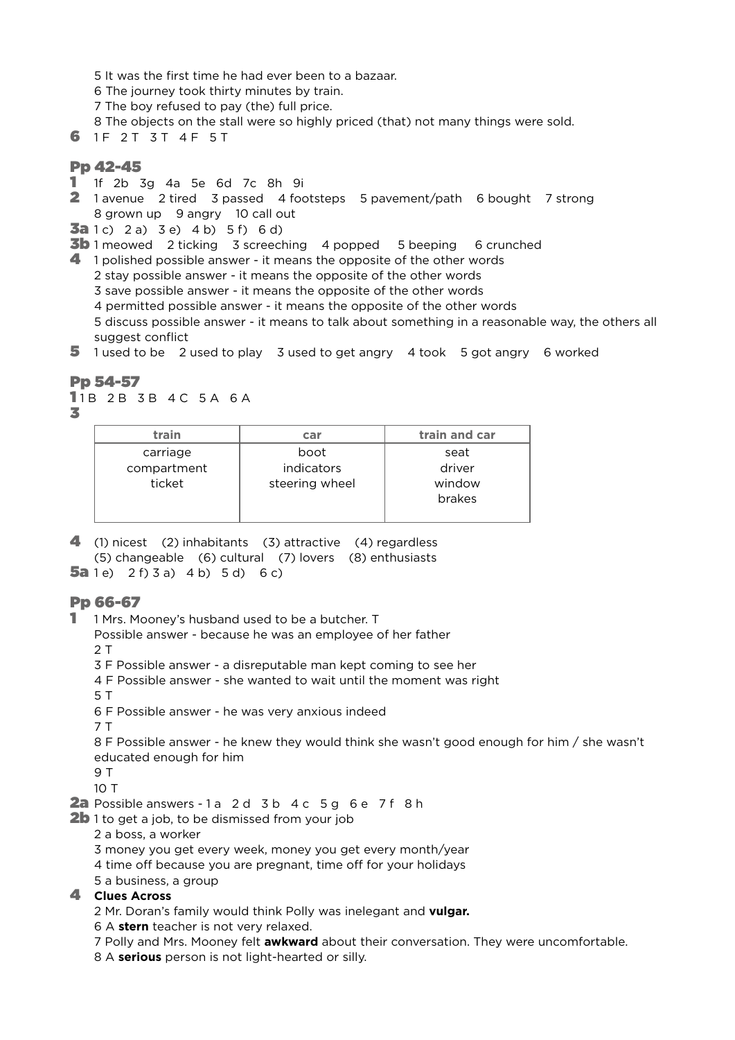5 It was the first time he had ever been to a bazaar.
6 The journey took thirty minutes by train.
7 The boy refused to pay (the) full price.
8 The objects on the stall were so highly priced (that) not many things were sold.

**6** 1 F 2 T 3 T 4 F 5 T

## Pp 42-45

**1** 1f 2b 3g 4a 5e 6d 7c 8h 9i

**2** 1 avenue 2 tired 3 passed 4 footsteps 5 pavement/path 6 bought 7 strong 8 grown up 9 angry 10 call out

**3a** 1 c) 2 a) 3 e) 4 b) 5 f) 6 d)

**3b** 1 meowed 2 ticking 3 screeching 4 popped 5 beeping 6 crunched

**4** 1 polished possible answer - it means the opposite of the other words
2 stay possible answer - it means the opposite of the other words
3 save possible answer - it means the opposite of the other words
4 permitted possible answer - it means the opposite of the other words
5 discuss possible answer - it means to talk about something in a reasonable way, the others all suggest conflict

**5** 1 used to be 2 used to play 3 used to get angry 4 took 5 got angry 6 worked

## Pp 54-57

**1** 1 B 2 B 3 B 4 C 5 A 6 A

**3**

| train | car | train and car |
|---|---|---|
| carriage<br>compartment<br>ticket | boot<br>indicators<br>steering wheel | seat<br>driver<br>window<br>brakes |

**4** (1) nicest (2) inhabitants (3) attractive (4) regardless (5) changeable (6) cultural (7) lovers (8) enthusiasts

**5a** 1 e) 2 f) 3 a) 4 b) 5 d) 6 c)

## Pp 66-67

**1** 1 Mrs. Mooney's husband used to be a butcher. T
Possible answer - because he was an employee of her father
2 T
3 F Possible answer - a disreputable man kept coming to see her
4 F Possible answer - she wanted to wait until the moment was right
5 T
6 F Possible answer - he was very anxious indeed
7 T
8 F Possible answer - he knew they would think she wasn't good enough for him / she wasn't educated enough for him
9 T
10 T

**2a** Possible answers - 1 a 2 d 3 b 4 c 5 g 6 e 7 f 8 h

**2b** 1 to get a job, to be dismissed from your job
2 a boss, a worker
3 money you get every week, money you get every month/year
4 time off because you are pregnant, time off for your holidays
5 a business, a group

**4** **Clues Across**
2 Mr. Doran's family would think Polly was inelegant and **vulgar.**
6 A **stern** teacher is not very relaxed.
7 Polly and Mrs. Mooney felt **awkward** about their conversation. They were uncomfortable.
8 A **serious** person is not light-hearted or silly.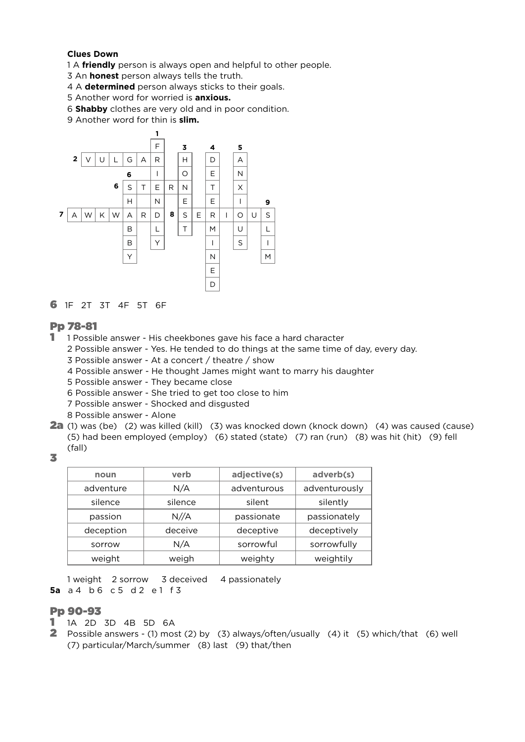**Clues Down**

1 A **friendly** person is always open and helpful to other people.
3 An **honest** person always tells the truth.
4 A **determined** person always sticks to their goals.
5 Another word for worried is **anxious.**
6 **Shabby** clothes are very old and in poor condition.
9 Another word for thin is **slim.**

| | | | | | | | | | | | | | | | |
|---|---|---|---|---|---|---|---|---|---|---|---|---|---|---|---|
| | | | | | | | 1 | | | | | | | | |
| | | | | | | | F | | 3 | | 4 | | 5 | | |
| | 2 | V | U | L | G | A | R | | H | | D | | A | | |
| | | | | | 6 | | I | | O | | E | | N | | |
| | | | | 6 | S | T | E | R | N | | T | | X | | |
| | | | | | H | | N | | E | | E | | I | | 9 |
| 7 | A | W | K | W | A | R | D | 8 | S | E | R | I | O | U | S |
| | | | | | B | | L | | T | | M | | U | | L |
| | | | | | B | | Y | | | | I | | S | | I |
| | | | | | Y | | | | | | N | | | | M |
| | | | | | | | | | | | E | | | | |
| | | | | | | | | | | | D | | | | |

**6** 1F 2T 3T 4F 5T 6F

## Pp 78-81

**1**
1 Possible answer - His cheekbones gave his face a hard character
2 Possible answer - Yes. He tended to do things at the same time of day, every day.
3 Possible answer - At a concert / theatre / show
4 Possible answer - He thought James might want to marry his daughter
5 Possible answer - They became close
6 Possible answer - She tried to get too close to him
7 Possible answer - Shocked and disgusted
8 Possible answer - Alone

**2a** (1) was (be) (2) was killed (kill) (3) was knocked down (knock down) (4) was caused (cause) (5) had been employed (employ) (6) stated (state) (7) ran (run) (8) was hit (hit) (9) fell (fall)

**3**

| noun | verb | adjective(s) | adverb(s) |
|---|---|---|---|
| adventure | N/A | adventurous | adventurously |
| silence | silence | silent | silently |
| passion | N//A | passionate | passionately |
| deception | deceive | deceptive | deceptively |
| sorrow | N/A | sorrowful | sorrowfully |
| weight | weigh | weighty | weightily |

1 weight 2 sorrow 3 deceived 4 passionately

**5a** a 4 b 6 c 5 d 2 e 1 f 3

## Pp 90-93

**1** 1A 2D 3D 4B 5D 6A

**2** Possible answers - (1) most (2) by (3) always/often/usually (4) it (5) which/that (6) well (7) particular/March/summer (8) last (9) that/then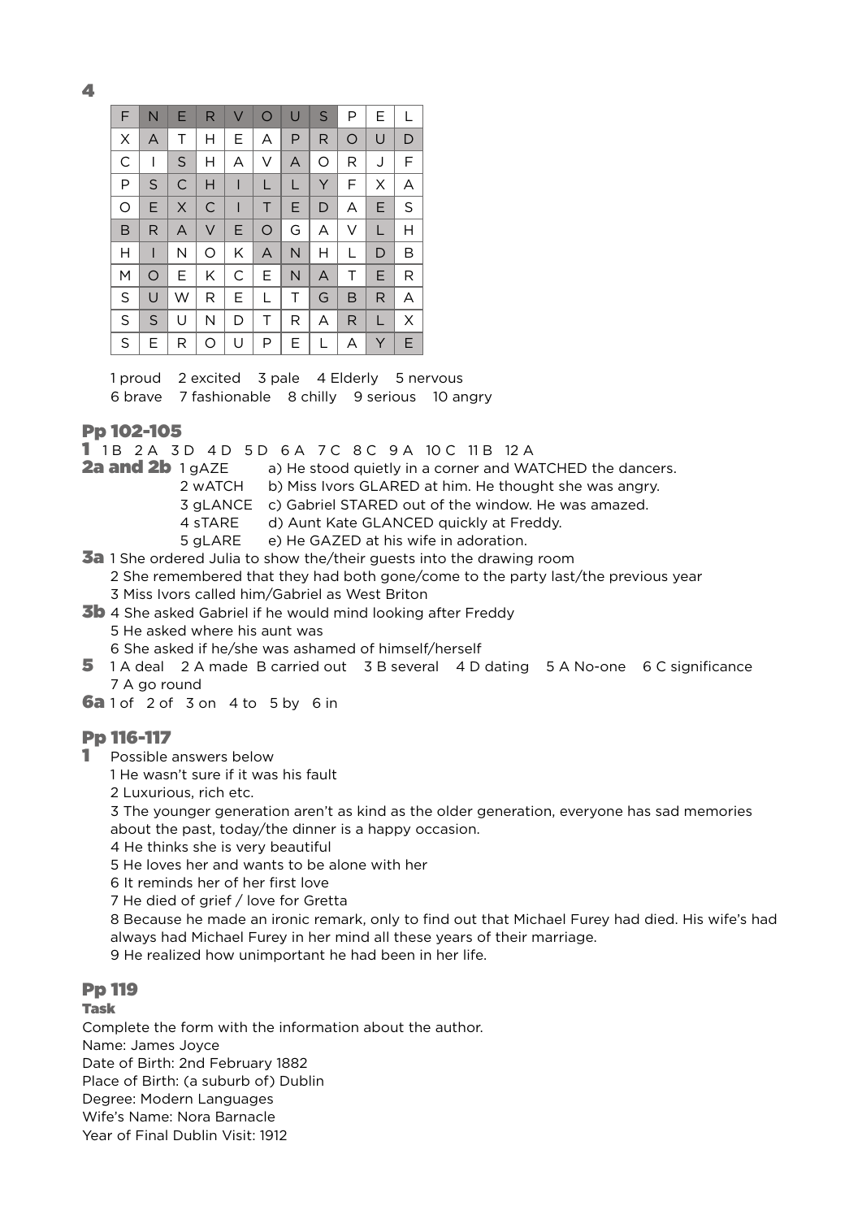**4**

| F | N | E | R | V | O | U | S | P | E | L |
|---|---|---|---|---|---|---|---|---|---|---|
| X | A | T | H | E | A | P | R | O | U | D |
| C | I | S | H | A | V | A | O | R | J | F |
| P | S | C | H | I | L | L | Y | F | X | A |
| O | E | X | C | I | T | E | D | A | E | S |
| B | R | A | V | E | O | G | A | V | L | H |
| H | I | N | O | K | A | N | H | L | D | B |
| M | O | E | K | C | E | N | A | T | E | R |
| S | U | W | R | E | L | T | G | B | R | A |
| S | S | U | N | D | T | R | A | R | L | X |
| S | E | R | O | U | P | E | L | A | Y | E |

1 proud   2 excited   3 pale   4 Elderly   5 nervous
6 brave   7 fashionable   8 chilly   9 serious   10 angry

## Pp 102-105

**1** 1 B  2 A  3 D  4 D  5 D  6 A  7 C  8 C  9 A  10 C  11 B  12 A

**2a and 2b**
1 gAZE    a) He stood quietly in a corner and WATCHED the dancers.
2 wATCH    b) Miss Ivors GLARED at him. He thought she was angry.
3 gLANCE    c) Gabriel STARED out of the window. He was amazed.
4 sTARE    d) Aunt Kate GLANCED quickly at Freddy.
5 gLARE    e) He GAZED at his wife in adoration.

**3a** 1 She ordered Julia to show the/their guests into the drawing room
2 She remembered that they had both gone/come to the party last/the previous year
3 Miss Ivors called him/Gabriel as West Briton

**3b** 4 She asked Gabriel if he would mind looking after Freddy
5 He asked where his aunt was
6 She asked if he/she was ashamed of himself/herself

**5** 1 A deal   2 A made  B carried out   3 B several   4 D dating   5 A No-one   6 C significance
7 A go round

**6a** 1 of   2 of   3 on   4 to   5 by   6 in

## Pp 116-117

**1** Possible answers below
1 He wasn't sure if it was his fault
2 Luxurious, rich etc.
3 The younger generation aren't as kind as the older generation, everyone has sad memories about the past, today/the dinner is a happy occasion.
4 He thinks she is very beautiful
5 He loves her and wants to be alone with her
6 It reminds her of her first love
7 He died of grief / love for Gretta
8 Because he made an ironic remark, only to find out that Michael Furey had died. His wife's had always had Michael Furey in her mind all these years of their marriage.
9 He realized how unimportant he had been in her life.

## Pp 119

**Task**

Complete the form with the information about the author.
Name: James Joyce
Date of Birth: 2nd February 1882
Place of Birth: (a suburb of) Dublin
Degree: Modern Languages
Wife's Name: Nora Barnacle
Year of Final Dublin Visit: 1912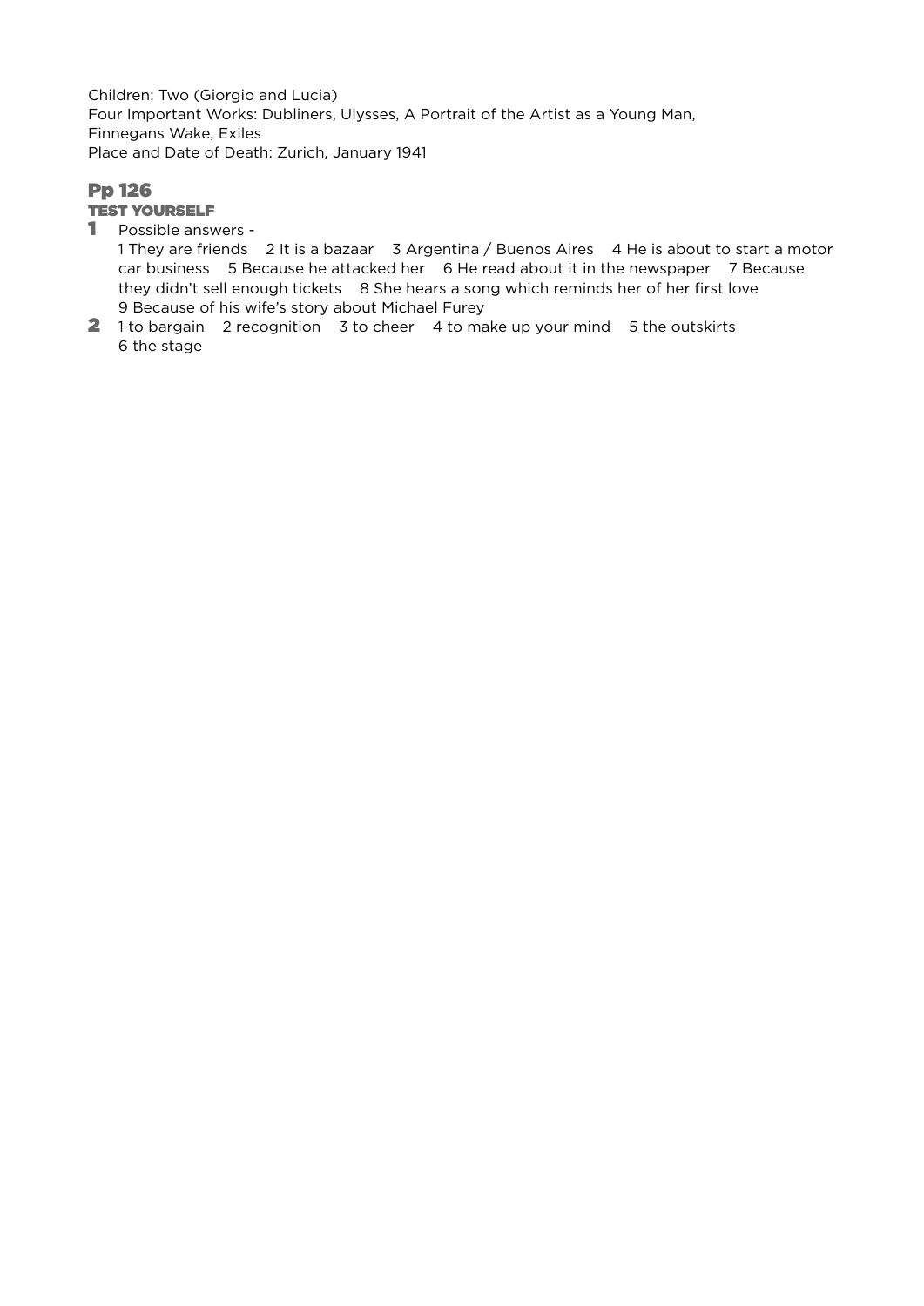Children: Two (Giorgio and Lucia)
Four Important Works: Dubliners, Ulysses, A Portrait of the Artist as a Young Man, Finnegans Wake, Exiles
Place and Date of Death: Zurich, January 1941

## Pp 126

### TEST YOURSELF

**1** Possible answers -
1 They are friends 2 It is a bazaar 3 Argentina / Buenos Aires 4 He is about to start a motor car business 5 Because he attacked her 6 He read about it in the newspaper 7 Because they didn't sell enough tickets 8 She hears a song which reminds her of her first love 9 Because of his wife's story about Michael Furey

**2** 1 to bargain 2 recognition 3 to cheer 4 to make up your mind 5 the outskirts 6 the stage